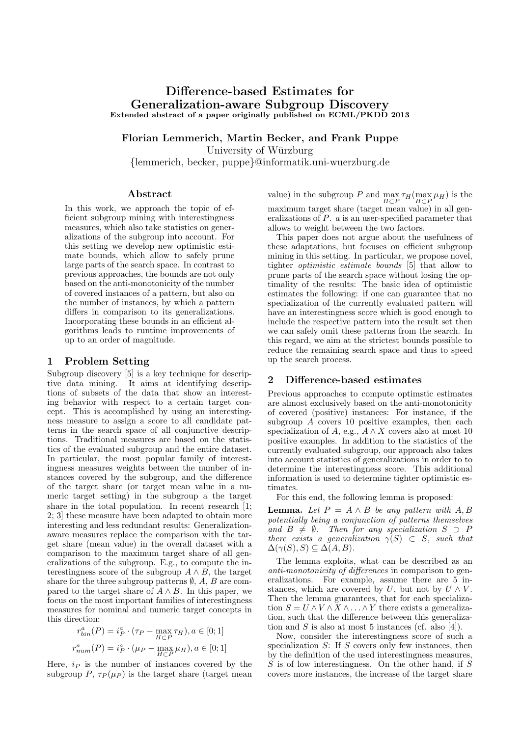# Difference-based Estimates for Generalization-aware Subgroup Discovery

**Extended abstract of a paper originally published on ECML/PKDD 2013**

**Florian Lemmerich, Martin Becker, and Frank Puppe**

University of Würzburg

{lemmerich, becker, puppe}@informatik.uni-wuerzburg.de

## Abstract

In this work, we approach the topic of efficient subgroup mining with interestingness measures, which also take statistics on generalizations of the subgroup into account. For this setting we develop new optimistic estimate bounds, which allow to safely prune large parts of the search space. In contrast to previous approaches, the bounds are not only based on the anti-monotonicity of the number of covered instances of a pattern, but also on the number of instances, by which a pattern differs in comparison to its generalizations. Incorporating these bounds in an efficient algorithms leads to runtime improvements of up to an order of magnitude.

## 1 Problem Setting

Subgroup discovery [5] is a key technique for descriptive data mining. It aims at identifying descriptions of subsets of the data that show an interesting behavior with respect to a certain target concept. This is accomplished by using an interestingness measure to assign a score to all candidate patterns in the search space of all conjunctive descriptions. Traditional measures are based on the statistics of the evaluated subgroup and the entire dataset. In particular, the most popular family of interestingness measures weights between the number of instances covered by the subgroup, and the difference of the target share (or target mean value in a numeric target setting) in the subgroup a the target share in the total population. In recent research [1; 2; 3] these measure have been adapted to obtain more interesting and less redundant results: Generalization-aware measures replace the comparison with the target share (mean value) in the overall dataset with a comparison to the maximum target share of all generalizations of the subgroup. E.g., to compute the interestingness score of the subgroup $A \wedge B$, the target share for the three subgroup patterns $\emptyset$, $A$, $B$ are compared to the target share of $A \wedge B$. In this paper, we focus on the most important families of interestingness measures for nominal and numeric target concepts in this direction:

$$r^a_{bin}(P) = i^a_P \cdot (\tau_P - \max_{H \subset P} \tau_H), a \in [0; 1]$$

$$r^a_{num}(P) = i^a_P \cdot (\mu_P - \max_{H \subset P} \mu_H), a \in [0; 1]$$

Here, $i_P$ is the number of instances covered by the subgroup $P$, $\tau_P(\mu_P)$ is the target share (target mean value) in the subgroup $P$ and $\max_{H \subset P} \tau_H (\max_{H \subset P} \mu_H)$ is the maximum target share (target mean value) in all generalizations of $P$. $a$ is an user-specified parameter that allows to weight between the two factors.

This paper does not argue about the usefulness of these adaptations, but focuses on efficient subgroup mining in this setting. In particular, we propose novel, tighter *optimistic estimate bounds* [5] that allow to prune parts of the search space without losing the optimality of the results: The basic idea of optimistic estimates the following: if one can guarantee that no specialization of the currently evaluated pattern will have an interestingness score which is good enough to include the respective pattern into the result set then we can safely omit these patterns from the search. In this regard, we aim at the strictest bounds possible to reduce the remaining search space and thus to speed up the search process.

## 2 Difference-based estimates

Previous approaches to compute optimstic estimates are almost exclusively based on the anti-monotonicity of covered (positive) instances: For instance, if the subgroup $A$ covers 10 positive examples, then each specialization of $A$, e.g., $A \wedge X$ covers also at most 10 positive examples. In addition to the statistics of the currently evaluated subgroup, our approach also takes into account statistics of generalizations in order to to determine the interestingness score. This additional information is used to determine tighter optimistic estimates.

For this end, the following lemma is proposed:

**Lemma.** *Let $P = A \wedge B$ be any pattern with $A, B$ potentially being a conjunction of patterns themselves and $B \neq \emptyset$. Then for any specialization $S \supset P$ there exists a generalization $\gamma(S) \subset S$, such that $\Delta(\gamma(S), S) \subseteq \Delta(A, B)$.*

The lemma exploits, what can be described as an *anti-monotonicity of differences* in comparison to generalizations. For example, assume there are 5 instances, which are covered by $U$, but not by $U \wedge V$. Then the lemma guarantees, that for each specialization $S = U \wedge V \wedge X \wedge \ldots \wedge Y$ there exists a generalization, such that the difference between this generalization and $S$ is also at most 5 instances (cf. also [4]).

Now, consider the interestingness score of such a specialization $S$: If $S$ covers only few instances, then by the definition of the used interestingness measures, $S$ is of low interestingness. On the other hand, if $S$ covers more instances, the increase of the target share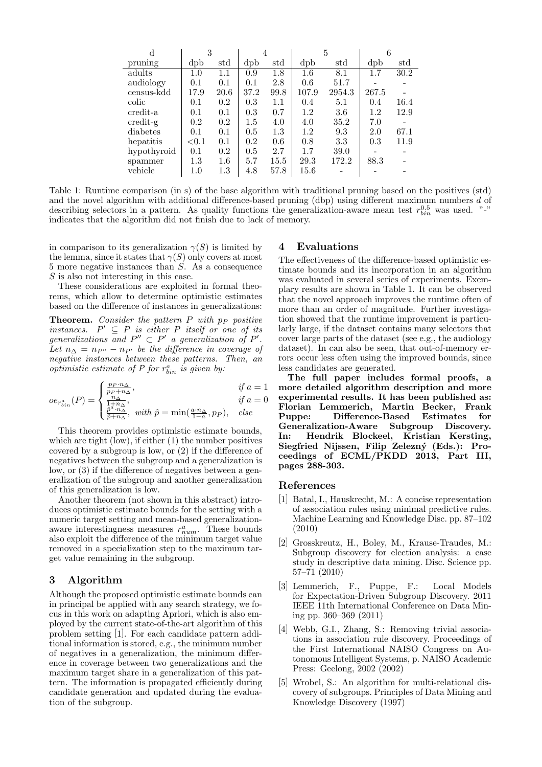| d | 3 | | 4 | | 5 | | 6 | |
|---|---|---|---|---|---|---|---|---|
| pruning | dpb | std | dpb | std | dpb | std | dpb | std |
| adults | 1.0 | 1.1 | 0.9 | 1.8 | 1.6 | 8.1 | 1.7 | 30.2 |
| audiology | 0.1 | 0.1 | 0.1 | 2.8 | 0.6 | 51.7 | - | - |
| census-kdd | 17.9 | 20.6 | 37.2 | 99.8 | 107.9 | 2954.3 | 267.5 | - |
| colic | 0.1 | 0.2 | 0.3 | 1.1 | 0.4 | 5.1 | 0.4 | 16.4 |
| credit-a | 0.1 | 0.1 | 0.3 | 0.7 | 1.2 | 3.6 | 1.2 | 12.9 |
| credit-g | 0.2 | 0.2 | 1.5 | 4.0 | 4.0 | 35.2 | 7.0 | - |
| diabetes | 0.1 | 0.1 | 0.5 | 1.3 | 1.2 | 9.3 | 2.0 | 67.1 |
| hepatitis | <0.1 | 0.1 | 0.2 | 0.6 | 0.8 | 3.3 | 0.3 | 11.9 |
| hypothyroid | 0.1 | 0.2 | 0.5 | 2.7 | 1.7 | 39.0 | - | - |
| spammer | 1.3 | 1.6 | 5.7 | 15.5 | 29.3 | 172.2 | 88.3 | - |
| vehicle | 1.0 | 1.3 | 4.8 | 57.8 | 15.6 | - | - | - |

Table 1: Runtime comparison (in s) of the base algorithm with traditional pruning based on the positives (std) and the novel algorithm with additional difference-based pruning (dbp) using different maximum numbers $d$ of describing selectors in a pattern. As quality functions the generalization-aware mean test $r_{bin}^{0.5}$ was used. "-" indicates that the algorithm did not finish due to lack of memory.

in comparison to its generalization $\gamma(S)$ is limited by the lemma, since it states that $\gamma(S)$ only covers at most 5 more negative instances than $S$. As a consequence $S$ is also not interesting in this case.

These considerations are exploited in formal theorems, which allow to determine optimistic estimates based on the difference of instances in generalizations:

**Theorem.** *Consider the pattern $P$ with $p_P$ positive instances. $P' \subseteq P$ is either $P$ itself or one of its generalizations and $P'' \subset P'$ a generalization of $P'$. Let $n_\Delta = n_{P''} - n_{P'}$ be the difference in coverage of negative instances between these patterns. Then, an optimistic estimate of $P$ for $r_{bin}^a$ is given by:*

$$oe_{r_{bin}^a}(P) = \begin{cases} \frac{p_P \cdot n_\Delta}{p_P + n_\Delta}, & \text{if } a = 1 \\ \frac{n_\Delta}{1 + n_\Delta}, & \text{if } a = 0 \\ \frac{\hat{p}^a \cdot n_\Delta}{\hat{p} + n_\Delta}, \text{ with } \hat{p} = \min(\frac{a \cdot n_\Delta}{1-a}, p_P), & \text{else} \end{cases}$$

This theorem provides optimistic estimate bounds, which are tight (low), if either (1) the number positives covered by a subgroup is low, or (2) if the difference of negatives between the subgroup and a generalization is low, or (3) if the difference of negatives between a generalization of the subgroup and another generalization of this generalization is low.

Another theorem (not shown in this abstract) introduces optimistic estimate bounds for the setting with a numeric target setting and mean-based generalization-aware interestingness measures $r_{num}^a$. These bounds also exploit the difference of the minimum target value removed in a specialization step to the maximum target value remaining in the subgroup.

## 3 Algorithm

Although the proposed optimistic estimate bounds can in principal be applied with any search strategy, we focus in this work on adapting Apriori, which is also employed by the current state-of-the-art algorithm of this problem setting [1]. For each candidate pattern additional information is stored, e.g., the minimum number of negatives in a generalization, the minimum difference in coverage between two generalizations and the maximum target share in a generalization of this pattern. The information is propagated efficiently during candidate generation and updated during the evaluation of the subgroup.

## 4 Evaluations

The effectiveness of the difference-based optimistic estimate bounds and its incorporation in an algorithm was evaluated in several series of experiments. Exemplary results are shown in Table 1. It can be observed that the novel approach improves the runtime often of more than an order of magnitude. Further investigation showed that the runtime improvement is particularly large, if the dataset contains many selectors that cover large parts of the dataset (see e.g., the audiology dataset). In can also be seen, that out-of-memory errors occur less often using the improved bounds, since less candidates are generated.

**The full paper includes formal proofs, a more detailed algorithm description and more experimental results. It has been published as: Florian Lemmerich, Martin Becker, Frank Puppe: Difference-Based Estimates for Generalization-Aware Subgroup Discovery. In: Hendrik Blockeel, Kristian Kersting, Siegfried Nijssen, Filip Zelezný (Eds.): Proceedings of ECML/PKDD 2013, Part III, pages 288-303.**

## References

[1] Batal, I., Hauskrecht, M.: A concise representation of association rules using minimal predictive rules. Machine Learning and Knowledge Disc. pp. 87–102 (2010)

[2] Grosskreutz, H., Boley, M., Krause-Traudes, M.: Subgroup discovery for election analysis: a case study in descriptive data mining. Disc. Science pp. 57–71 (2010)

[3] Lemmerich, F., Puppe, F.: Local Models for Expectation-Driven Subgroup Discovery. 2011 IEEE 11th International Conference on Data Mining pp. 360–369 (2011)

[4] Webb, G.I., Zhang, S.: Removing trivial associations in association rule discovery. Proceedings of the First International NAISO Congress on Autonomous Intelligent Systems, p. NAISO Academic Press: Geelong, 2002 (2002)

[5] Wrobel, S.: An algorithm for multi-relational discovery of subgroups. Principles of Data Mining and Knowledge Discovery (1997)